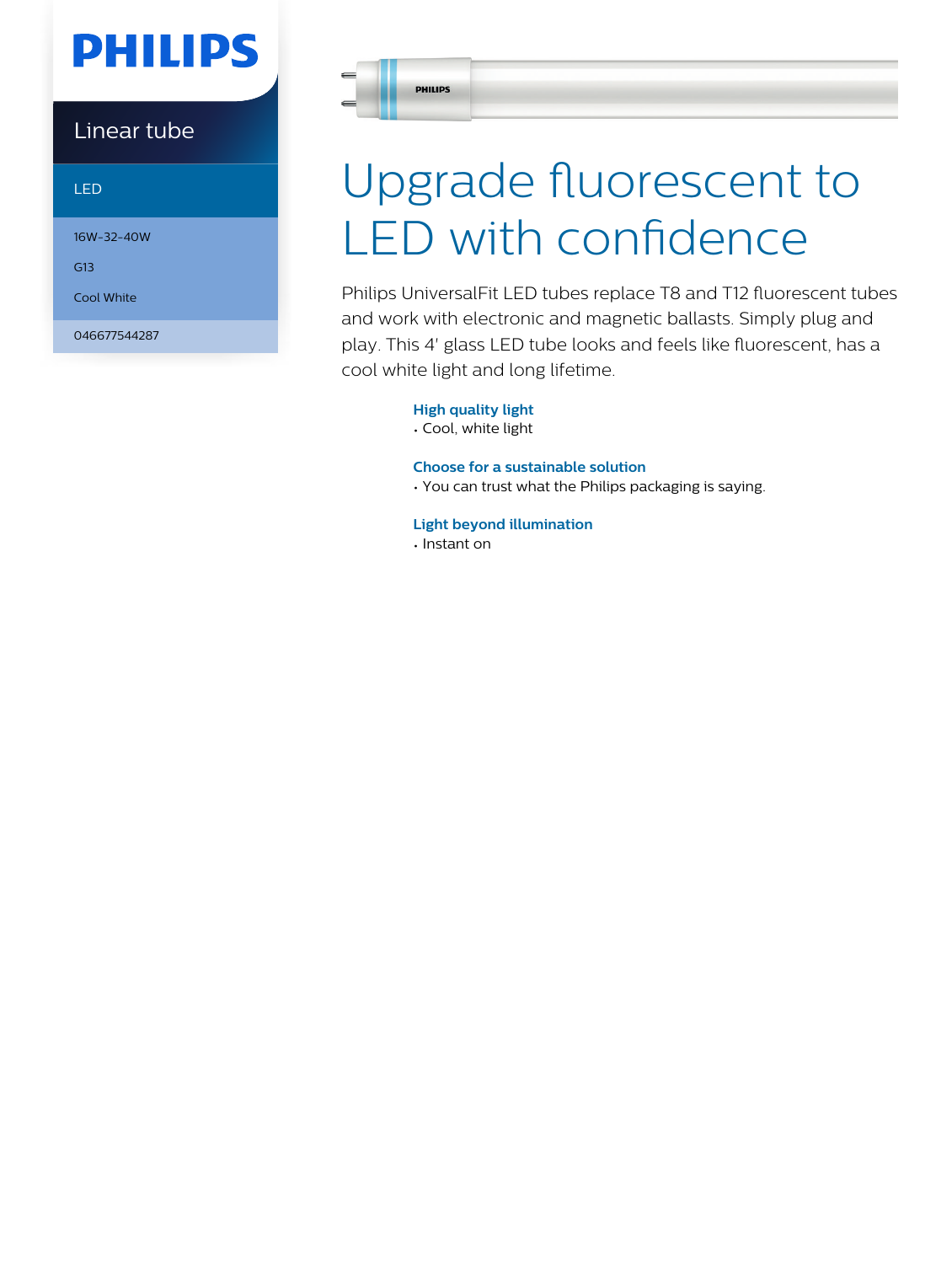PHILIPS

Linear tube

LED

16W-32-40W

G13

Cool White

046677544287

# Upgrade fluorescent to LED with confidence

Philips UniversalFit LED tubes replace T8 and T12 fluorescent tubes and work with electronic and magnetic ballasts. Simply plug and play. This 4' glass LED tube looks and feels like fluorescent, has a cool white light and long lifetime.

### High quality light

- Cool, white light

### Choose for a sustainable solution

- You can trust what the Philips packaging is saying.

### Light beyond illumination

- Instant on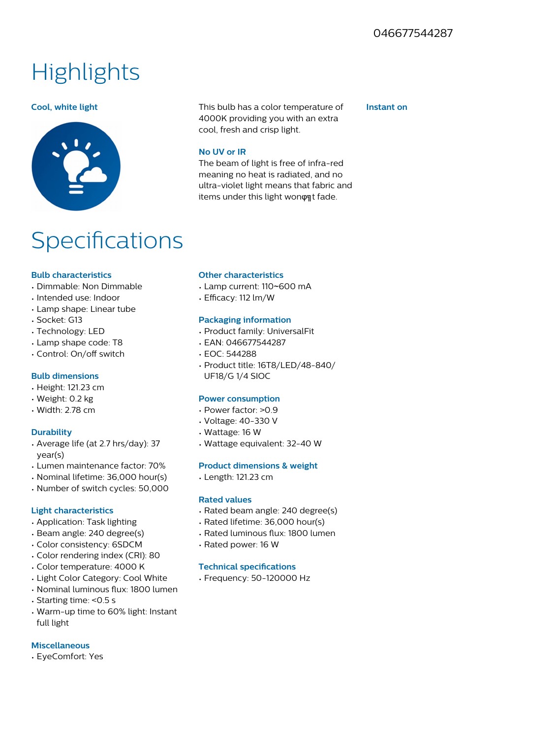046677544287

# Highlights

### Cool, white light

This bulb has a color temperature of 4000K providing you with an extra cool, fresh and crisp light.

### No UV or IR

The beam of light is free of infra-red meaning no heat is radiated, and no ultra-violet light means that fabric and items under this light wonφηt fade.

### Instant on

# Specifications

### Bulb characteristics

- Dimmable: Non Dimmable
- Intended use: Indoor
- Lamp shape: Linear tube
- Socket: G13
- Technology: LED
- Lamp shape code: T8
- Control: On/off switch

### Bulb dimensions

- Height: 121.23 cm
- Weight: 0.2 kg
- Width: 2.78 cm

### Durability

- Average life (at 2.7 hrs/day): 37 year(s)
- Lumen maintenance factor: 70%
- Nominal lifetime: 36,000 hour(s)
- Number of switch cycles: 50,000

### Light characteristics

- Application: Task lighting
- Beam angle: 240 degree(s)
- Color consistency: 6SDCM
- Color rendering index (CRI): 80
- Color temperature: 4000 K
- Light Color Category: Cool White
- Nominal luminous flux: 1800 lumen
- Starting time: <0.5 s
- Warm-up time to 60% light: Instant full light

### Miscellaneous

- EyeComfort: Yes

### Other characteristics

- Lamp current: 110~600 mA
- Efficacy: 112 lm/W

### Packaging information

- Product family: UniversalFit
- EAN: 046677544287
- EOC: 544288
- Product title: 16T8/LED/48-840/UF18/G 1/4 SIOC

### Power consumption

- Power factor: >0.9
- Voltage: 40-330 V
- Wattage: 16 W
- Wattage equivalent: 32-40 W

### Product dimensions & weight

- Length: 121.23 cm

### Rated values

- Rated beam angle: 240 degree(s)
- Rated lifetime: 36,000 hour(s)
- Rated luminous flux: 1800 lumen
- Rated power: 16 W

### Technical specifications

- Frequency: 50-120000 Hz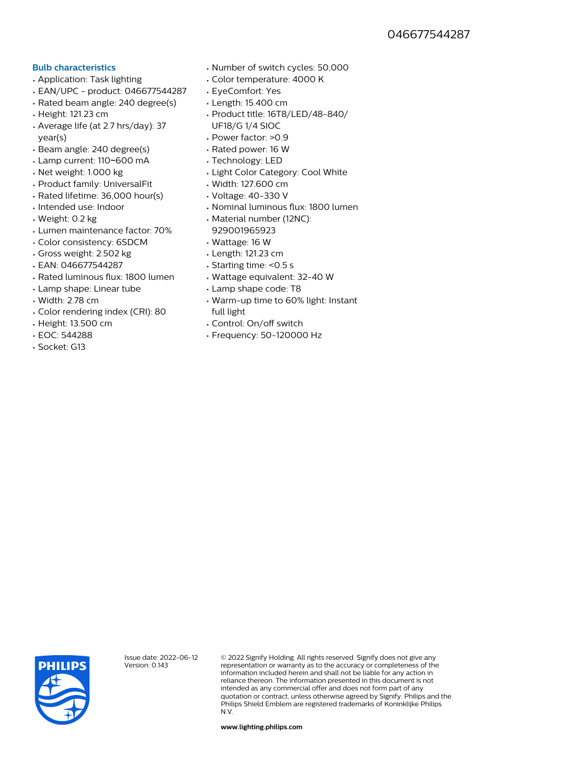## Bulb characteristics

- Application: Task lighting
- EAN/UPC - product: 046677544287
- Rated beam angle: 240 degree(s)
- Height: 121.23 cm
- Average life (at 2.7 hrs/day): 37 year(s)
- Beam angle: 240 degree(s)
- Lamp current: 110~600 mA
- Net weight: 1.000 kg
- Product family: UniversalFit
- Rated lifetime: 36,000 hour(s)
- Intended use: Indoor
- Weight: 0.2 kg
- Lumen maintenance factor: 70%
- Color consistency: 6SDCM
- Gross weight: 2.502 kg
- EAN: 046677544287
- Rated luminous flux: 1800 lumen
- Lamp shape: Linear tube
- Width: 2.78 cm
- Color rendering index (CRI): 80
- Height: 13.500 cm
- EOC: 544288
- Socket: G13
- Number of switch cycles: 50,000
- Color temperature: 4000 K
- EyeComfort: Yes
- Length: 15.400 cm
- Product title: 16T8/LED/48-840/UF18/G 1/4 SIOC
- Power factor: >0.9
- Rated power: 16 W
- Technology: LED
- Light Color Category: Cool White
- Width: 127.600 cm
- Voltage: 40-330 V
- Nominal luminous flux: 1800 lumen
- Material number (12NC): 929001965923
- Wattage: 16 W
- Length: 121.23 cm
- Starting time: <0.5 s
- Wattage equivalent: 32-40 W
- Lamp shape code: T8
- Warm-up time to 60% light: Instant full light
- Control: On/off switch
- Frequency: 50-120000 Hz

Issue date: 2022-06-12
Version: 0.143

© 2022 Signify Holding. All rights reserved. Signify does not give any representation or warranty as to the accuracy or completeness of the information included herein and shall not be liable for any action in reliance thereon. The information presented in this document is not intended as any commercial offer and does not form part of any quotation or contract, unless otherwise agreed by Signify. Philips and the Philips Shield Emblem are registered trademarks of Koninklijke Philips N.V.

**www.lighting.philips.com**